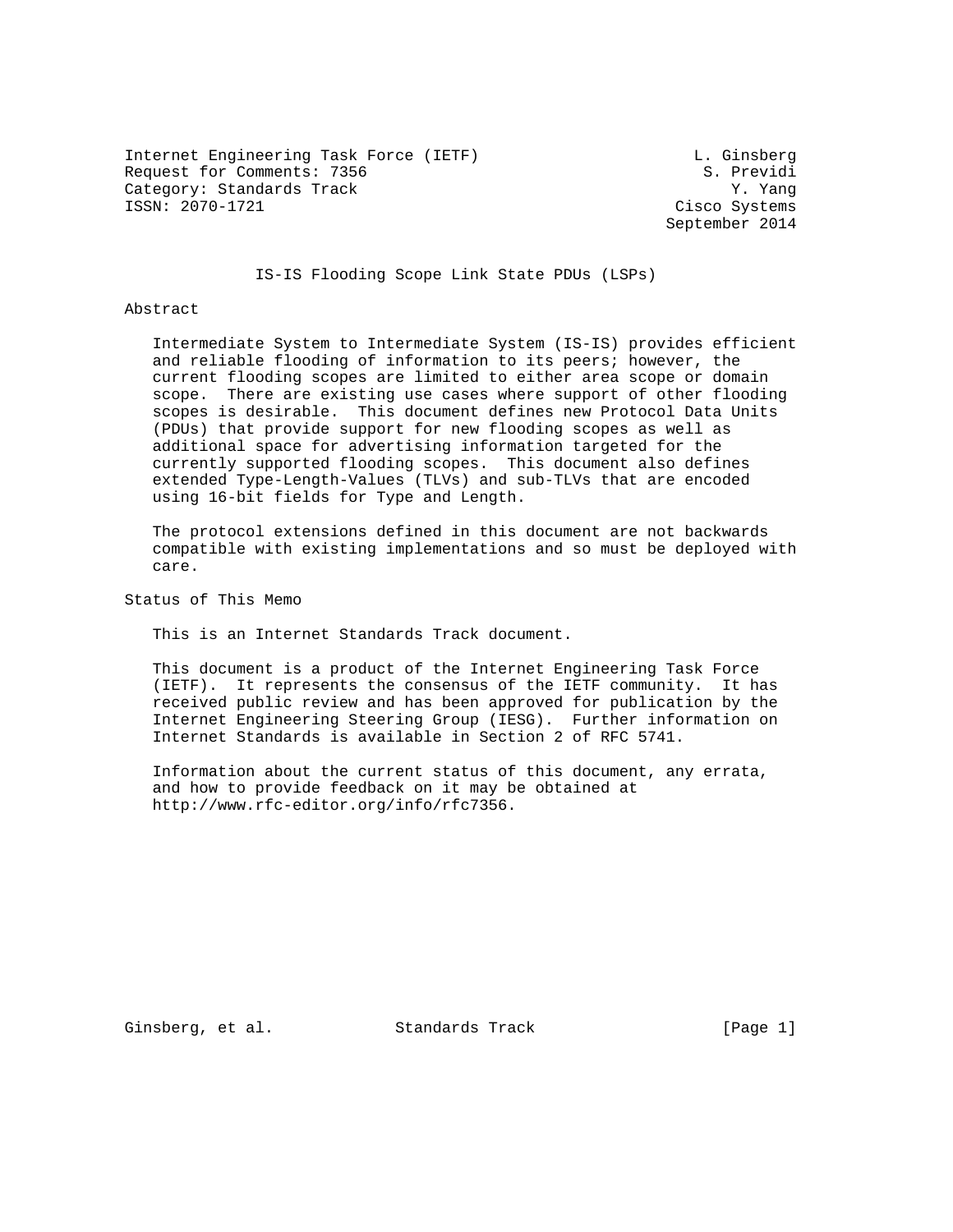Internet Engineering Task Force (IETF) L. Ginsberg
Request for Comments: 7356 S. Previdi
Category: Standards Track Y. Yang
ISSN: 2070-1721 Cisco Systems
September 2014

# IS-IS Flooding Scope Link State PDUs (LSPs)

## Abstract

Intermediate System to Intermediate System (IS-IS) provides efficient and reliable flooding of information to its peers; however, the current flooding scopes are limited to either area scope or domain scope. There are existing use cases where support of other flooding scopes is desirable. This document defines new Protocol Data Units (PDUs) that provide support for new flooding scopes as well as additional space for advertising information targeted for the currently supported flooding scopes. This document also defines extended Type-Length-Values (TLVs) and sub-TLVs that are encoded using 16-bit fields for Type and Length.

The protocol extensions defined in this document are not backwards compatible with existing implementations and so must be deployed with care.

## Status of This Memo

This is an Internet Standards Track document.

This document is a product of the Internet Engineering Task Force (IETF). It represents the consensus of the IETF community. It has received public review and has been approved for publication by the Internet Engineering Steering Group (IESG). Further information on Internet Standards is available in Section 2 of RFC 5741.

Information about the current status of this document, any errata, and how to provide feedback on it may be obtained at http://www.rfc-editor.org/info/rfc7356.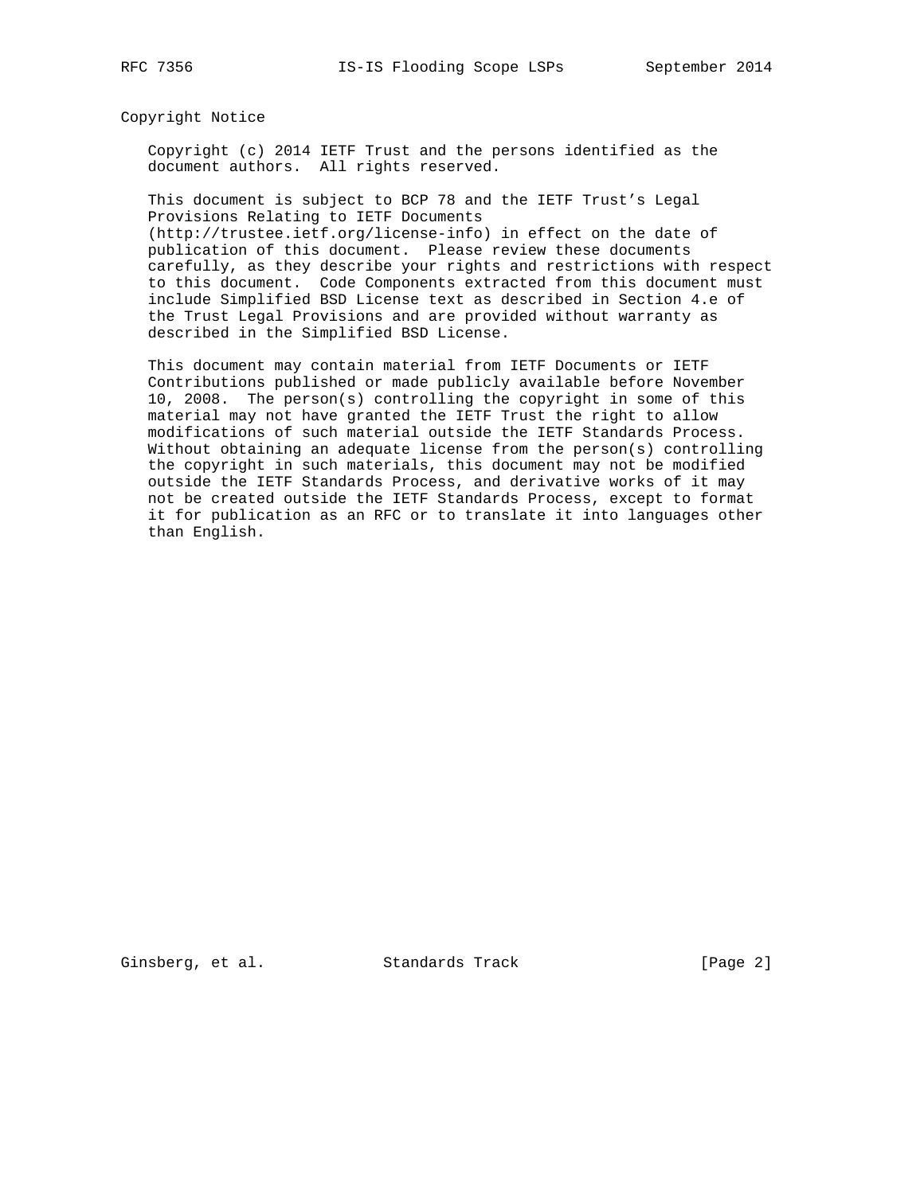## Copyright Notice

Copyright (c) 2014 IETF Trust and the persons identified as the document authors. All rights reserved.

This document is subject to BCP 78 and the IETF Trust's Legal Provisions Relating to IETF Documents (http://trustee.ietf.org/license-info) in effect on the date of publication of this document. Please review these documents carefully, as they describe your rights and restrictions with respect to this document. Code Components extracted from this document must include Simplified BSD License text as described in Section 4.e of the Trust Legal Provisions and are provided without warranty as described in the Simplified BSD License.

This document may contain material from IETF Documents or IETF Contributions published or made publicly available before November 10, 2008. The person(s) controlling the copyright in some of this material may not have granted the IETF Trust the right to allow modifications of such material outside the IETF Standards Process. Without obtaining an adequate license from the person(s) controlling the copyright in such materials, this document may not be modified outside the IETF Standards Process, and derivative works of it may not be created outside the IETF Standards Process, except to format it for publication as an RFC or to translate it into languages other than English.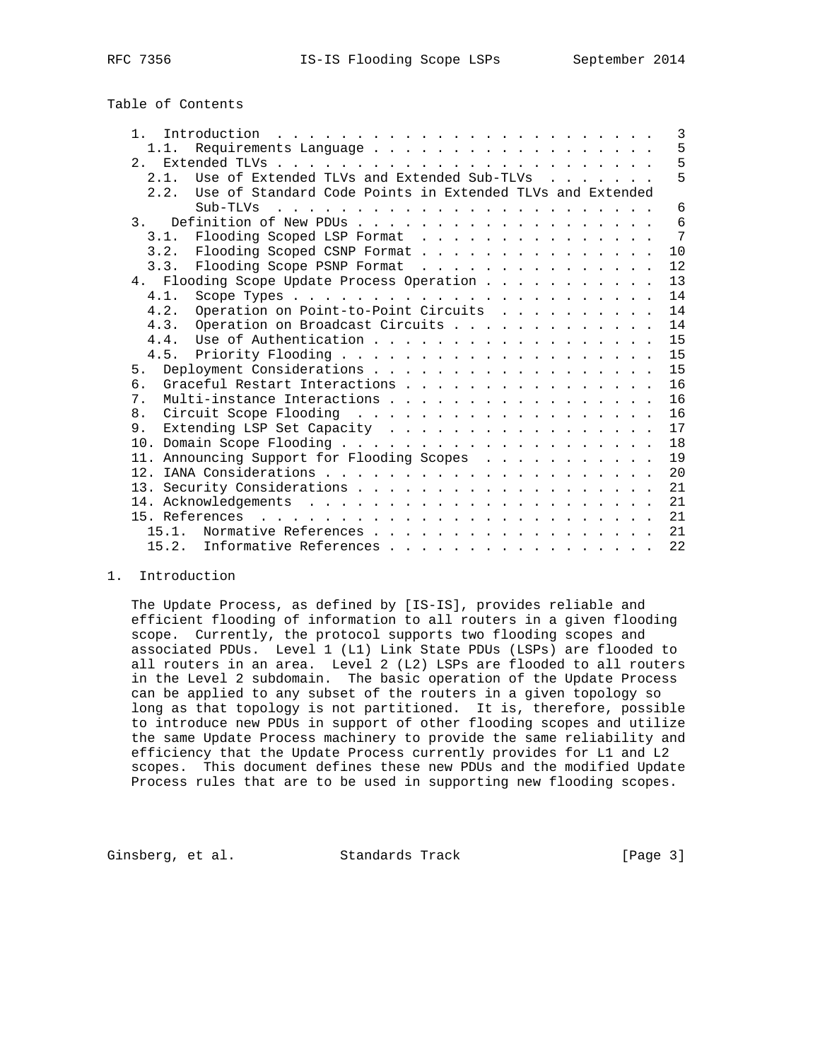Table of Contents

```
   1.  Introduction . . . . . . . . . . . . . . . . . . . . . . . .   3
     1.1.  Requirements Language . . . . . . . . . . . . . . . . . .   5
   2.  Extended TLVs . . . . . . . . . . . . . . . . . . . . . . . .   5
     2.1.  Use of Extended TLVs and Extended Sub-TLVs  . . . . . . .   5
     2.2.  Use of Standard Code Points in Extended TLVs and Extended
           Sub-TLVs  . . . . . . . . . . . . . . . . . . . . . . . .   6
   3.   Definition of New PDUs . . . . . . . . . . . . . . . . . . .   6
     3.1.  Flooding Scoped LSP Format  . . . . . . . . . . . . . . .   7
     3.2.  Flooding Scoped CSNP Format . . . . . . . . . . . . . . .  10
     3.3.  Flooding Scope PSNP Format  . . . . . . . . . . . . . . .  12
   4.  Flooding Scope Update Process Operation . . . . . . . . . . .  13
     4.1.  Scope Types . . . . . . . . . . . . . . . . . . . . . . .  14
     4.2.  Operation on Point-to-Point Circuits  . . . . . . . . . .  14
     4.3.  Operation on Broadcast Circuits . . . . . . . . . . . . .  14
     4.4.  Use of Authentication . . . . . . . . . . . . . . . . . .  15
     4.5.  Priority Flooding . . . . . . . . . . . . . . . . . . . .  15
   5.  Deployment Considerations . . . . . . . . . . . . . . . . . .  15
   6.  Graceful Restart Interactions . . . . . . . . . . . . . . . .  16
   7.  Multi-instance Interactions . . . . . . . . . . . . . . . . .  16
   8.  Circuit Scope Flooding  . . . . . . . . . . . . . . . . . . .  16
   9.  Extending LSP Set Capacity  . . . . . . . . . . . . . . . . .  17
   10. Domain Scope Flooding . . . . . . . . . . . . . . . . . . . .  18
   11. Announcing Support for Flooding Scopes  . . . . . . . . . . .  19
   12. IANA Considerations . . . . . . . . . . . . . . . . . . . . .  20
   13. Security Considerations . . . . . . . . . . . . . . . . . . .  21
   14. Acknowledgements  . . . . . . . . . . . . . . . . . . . . . .  21
   15. References  . . . . . . . . . . . . . . . . . . . . . . . . .  21
     15.1.  Normative References . . . . . . . . . . . . . . . . . .  21
     15.2.  Informative References . . . . . . . . . . . . . . . . .  22
```

# 1. Introduction

The Update Process, as defined by [IS-IS], provides reliable and efficient flooding of information to all routers in a given flooding scope. Currently, the protocol supports two flooding scopes and associated PDUs. Level 1 (L1) Link State PDUs (LSPs) are flooded to all routers in an area. Level 2 (L2) LSPs are flooded to all routers in the Level 2 subdomain. The basic operation of the Update Process can be applied to any subset of the routers in a given topology so long as that topology is not partitioned. It is, therefore, possible to introduce new PDUs in support of other flooding scopes and utilize the same Update Process machinery to provide the same reliability and efficiency that the Update Process currently provides for L1 and L2 scopes. This document defines these new PDUs and the modified Update Process rules that are to be used in supporting new flooding scopes.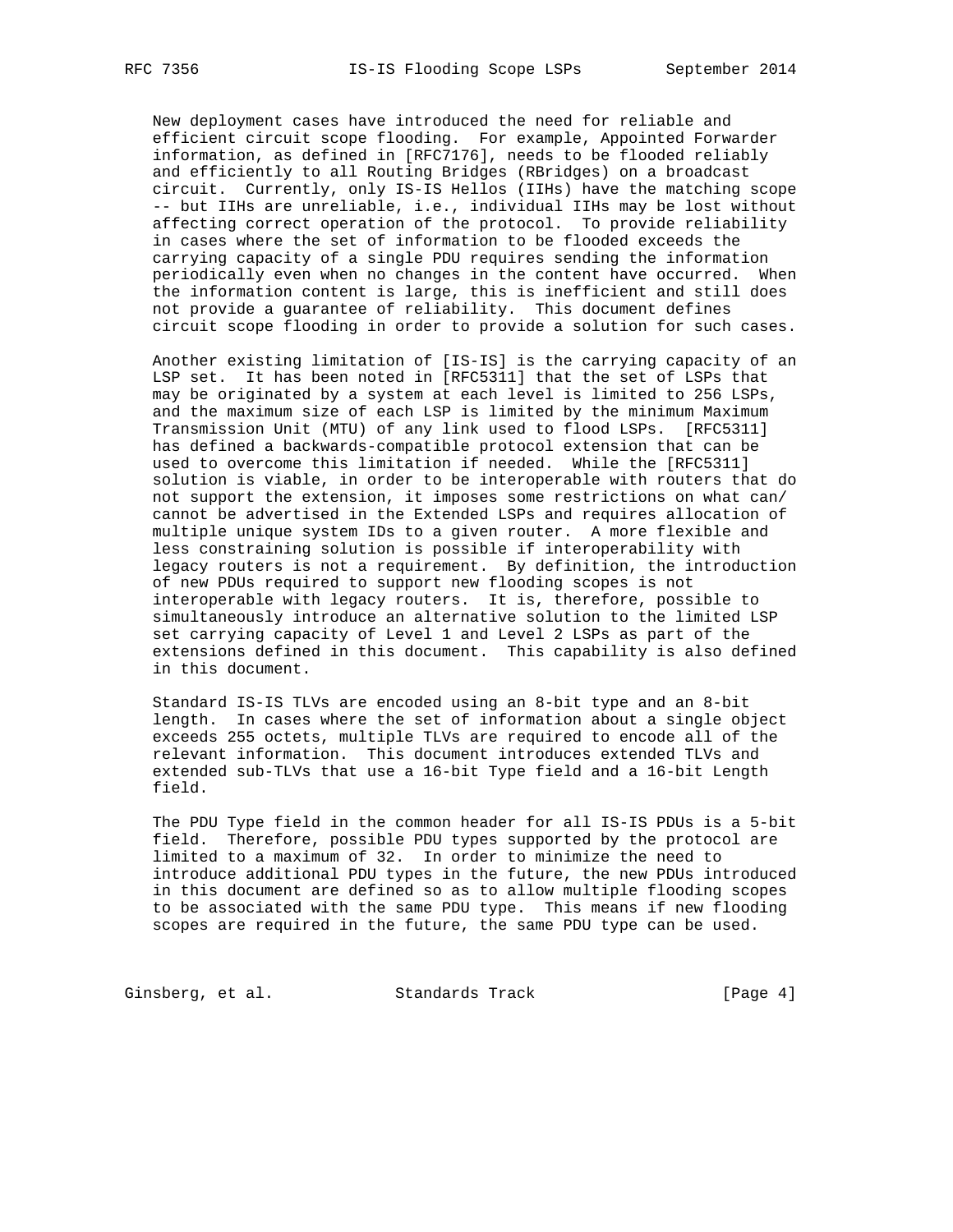New deployment cases have introduced the need for reliable and efficient circuit scope flooding. For example, Appointed Forwarder information, as defined in [RFC7176], needs to be flooded reliably and efficiently to all Routing Bridges (RBridges) on a broadcast circuit. Currently, only IS-IS Hellos (IIHs) have the matching scope -- but IIHs are unreliable, i.e., individual IIHs may be lost without affecting correct operation of the protocol. To provide reliability in cases where the set of information to be flooded exceeds the carrying capacity of a single PDU requires sending the information periodically even when no changes in the content have occurred. When the information content is large, this is inefficient and still does not provide a guarantee of reliability. This document defines circuit scope flooding in order to provide a solution for such cases.

Another existing limitation of [IS-IS] is the carrying capacity of an LSP set. It has been noted in [RFC5311] that the set of LSPs that may be originated by a system at each level is limited to 256 LSPs, and the maximum size of each LSP is limited by the minimum Maximum Transmission Unit (MTU) of any link used to flood LSPs. [RFC5311] has defined a backwards-compatible protocol extension that can be used to overcome this limitation if needed. While the [RFC5311] solution is viable, in order to be interoperable with routers that do not support the extension, it imposes some restrictions on what can/cannot be advertised in the Extended LSPs and requires allocation of multiple unique system IDs to a given router. A more flexible and less constraining solution is possible if interoperability with legacy routers is not a requirement. By definition, the introduction of new PDUs required to support new flooding scopes is not interoperable with legacy routers. It is, therefore, possible to simultaneously introduce an alternative solution to the limited LSP set carrying capacity of Level 1 and Level 2 LSPs as part of the extensions defined in this document. This capability is also defined in this document.

Standard IS-IS TLVs are encoded using an 8-bit type and an 8-bit length. In cases where the set of information about a single object exceeds 255 octets, multiple TLVs are required to encode all of the relevant information. This document introduces extended TLVs and extended sub-TLVs that use a 16-bit Type field and a 16-bit Length field.

The PDU Type field in the common header for all IS-IS PDUs is a 5-bit field. Therefore, possible PDU types supported by the protocol are limited to a maximum of 32. In order to minimize the need to introduce additional PDU types in the future, the new PDUs introduced in this document are defined so as to allow multiple flooding scopes to be associated with the same PDU type. This means if new flooding scopes are required in the future, the same PDU type can be used.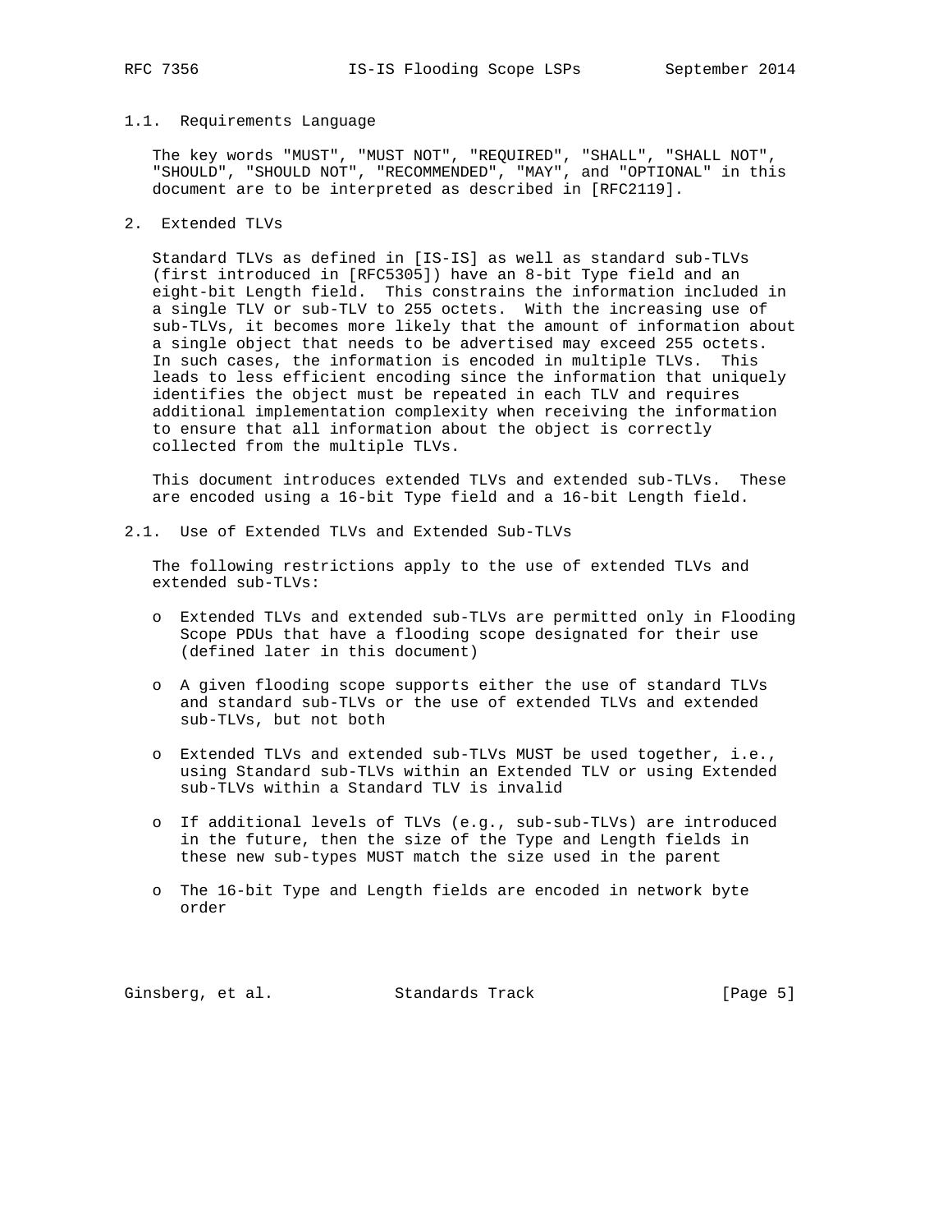### 1.1. Requirements Language

The key words "MUST", "MUST NOT", "REQUIRED", "SHALL", "SHALL NOT", "SHOULD", "SHOULD NOT", "RECOMMENDED", "MAY", and "OPTIONAL" in this document are to be interpreted as described in [RFC2119].

## 2. Extended TLVs

Standard TLVs as defined in [IS-IS] as well as standard sub-TLVs (first introduced in [RFC5305]) have an 8-bit Type field and an eight-bit Length field. This constrains the information included in a single TLV or sub-TLV to 255 octets. With the increasing use of sub-TLVs, it becomes more likely that the amount of information about a single object that needs to be advertised may exceed 255 octets. In such cases, the information is encoded in multiple TLVs. This leads to less efficient encoding since the information that uniquely identifies the object must be repeated in each TLV and requires additional implementation complexity when receiving the information to ensure that all information about the object is correctly collected from the multiple TLVs.

This document introduces extended TLVs and extended sub-TLVs. These are encoded using a 16-bit Type field and a 16-bit Length field.

### 2.1. Use of Extended TLVs and Extended Sub-TLVs

The following restrictions apply to the use of extended TLVs and extended sub-TLVs:

- Extended TLVs and extended sub-TLVs are permitted only in Flooding Scope PDUs that have a flooding scope designated for their use (defined later in this document)

- A given flooding scope supports either the use of standard TLVs and standard sub-TLVs or the use of extended TLVs and extended sub-TLVs, but not both

- Extended TLVs and extended sub-TLVs MUST be used together, i.e., using Standard sub-TLVs within an Extended TLV or using Extended sub-TLVs within a Standard TLV is invalid

- If additional levels of TLVs (e.g., sub-sub-TLVs) are introduced in the future, then the size of the Type and Length fields in these new sub-types MUST match the size used in the parent

- The 16-bit Type and Length fields are encoded in network byte order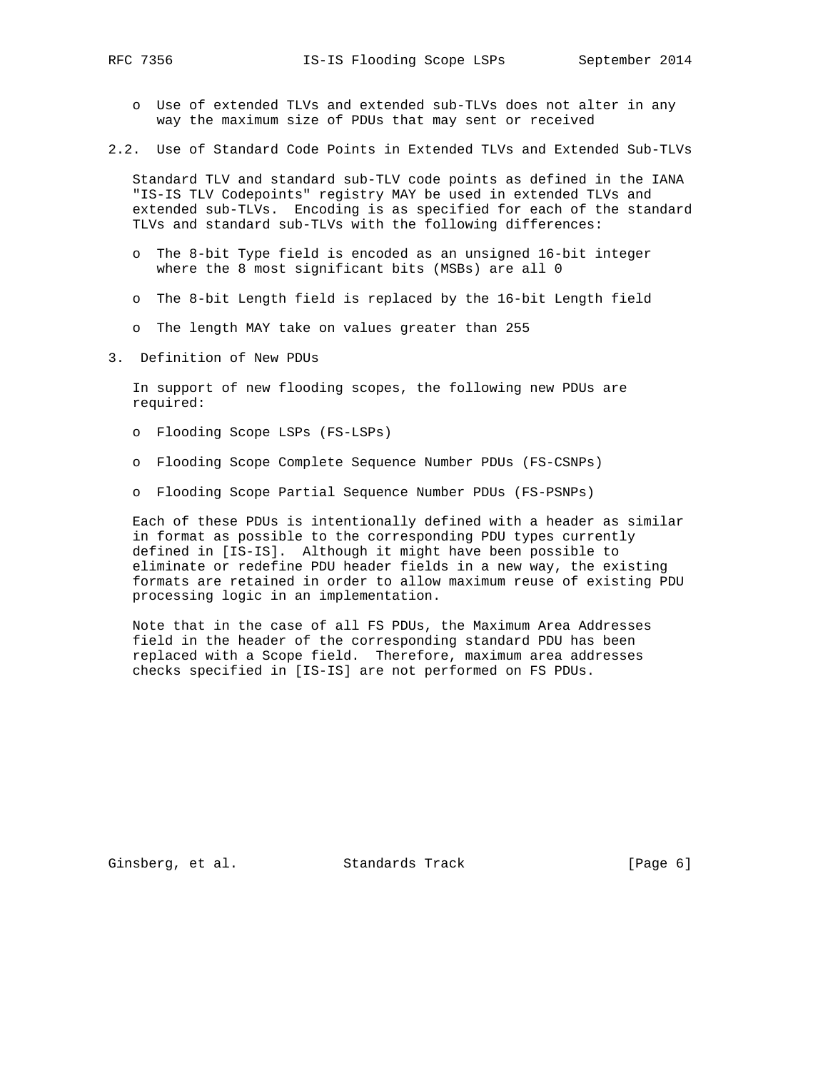- Use of extended TLVs and extended sub-TLVs does not alter in any way the maximum size of PDUs that may sent or received

## 2.2. Use of Standard Code Points in Extended TLVs and Extended Sub-TLVs

Standard TLV and standard sub-TLV code points as defined in the IANA "IS-IS TLV Codepoints" registry MAY be used in extended TLVs and extended sub-TLVs. Encoding is as specified for each of the standard TLVs and standard sub-TLVs with the following differences:

- The 8-bit Type field is encoded as an unsigned 16-bit integer where the 8 most significant bits (MSBs) are all 0
- The 8-bit Length field is replaced by the 16-bit Length field
- The length MAY take on values greater than 255

# 3. Definition of New PDUs

In support of new flooding scopes, the following new PDUs are required:

- Flooding Scope LSPs (FS-LSPs)
- Flooding Scope Complete Sequence Number PDUs (FS-CSNPs)
- Flooding Scope Partial Sequence Number PDUs (FS-PSNPs)

Each of these PDUs is intentionally defined with a header as similar in format as possible to the corresponding PDU types currently defined in [IS-IS]. Although it might have been possible to eliminate or redefine PDU header fields in a new way, the existing formats are retained in order to allow maximum reuse of existing PDU processing logic in an implementation.

Note that in the case of all FS PDUs, the Maximum Area Addresses field in the header of the corresponding standard PDU has been replaced with a Scope field. Therefore, maximum area addresses checks specified in [IS-IS] are not performed on FS PDUs.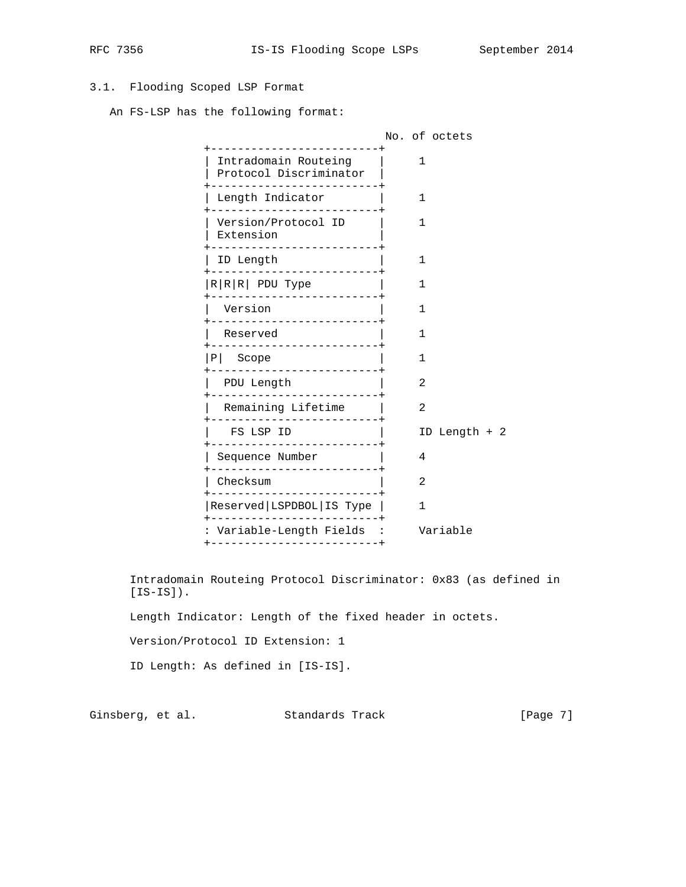### 3.1. Flooding Scoped LSP Format

An FS-LSP has the following format:

```
                                          No. of octets
                 +-------------------------+
                 | Intradomain Routeing    |     1
                 | Protocol Discriminator  |
                 +-------------------------+
                 | Length Indicator        |     1
                 +-------------------------+
                 | Version/Protocol ID     |     1
                 | Extension               |
                 +-------------------------+
                 | ID Length               |     1
                 +-------------------------+
                 |R|R|R| PDU Type          |     1
                 +-------------------------+
                 |  Version                |     1
                 +-------------------------+
                 |  Reserved               |     1
                 +-------------------------+
                 |P|  Scope                |     1
                 +-------------------------+
                 |  PDU Length             |     2
                 +-------------------------+
                 |  Remaining Lifetime     |     2
                 +-------------------------+
                 |   FS LSP ID             |     ID Length + 2
                 +-------------------------+
                 | Sequence Number         |     4
                 +-------------------------+
                 | Checksum                |     2
                 +-------------------------+
                 |Reserved|LSPDBOL|IS Type |     1
                 +-------------------------+
                 : Variable-Length Fields  :     Variable
                 +-------------------------+
```

Intradomain Routeing Protocol Discriminator: 0x83 (as defined in [IS-IS]).

Length Indicator: Length of the fixed header in octets.

Version/Protocol ID Extension: 1

ID Length: As defined in [IS-IS].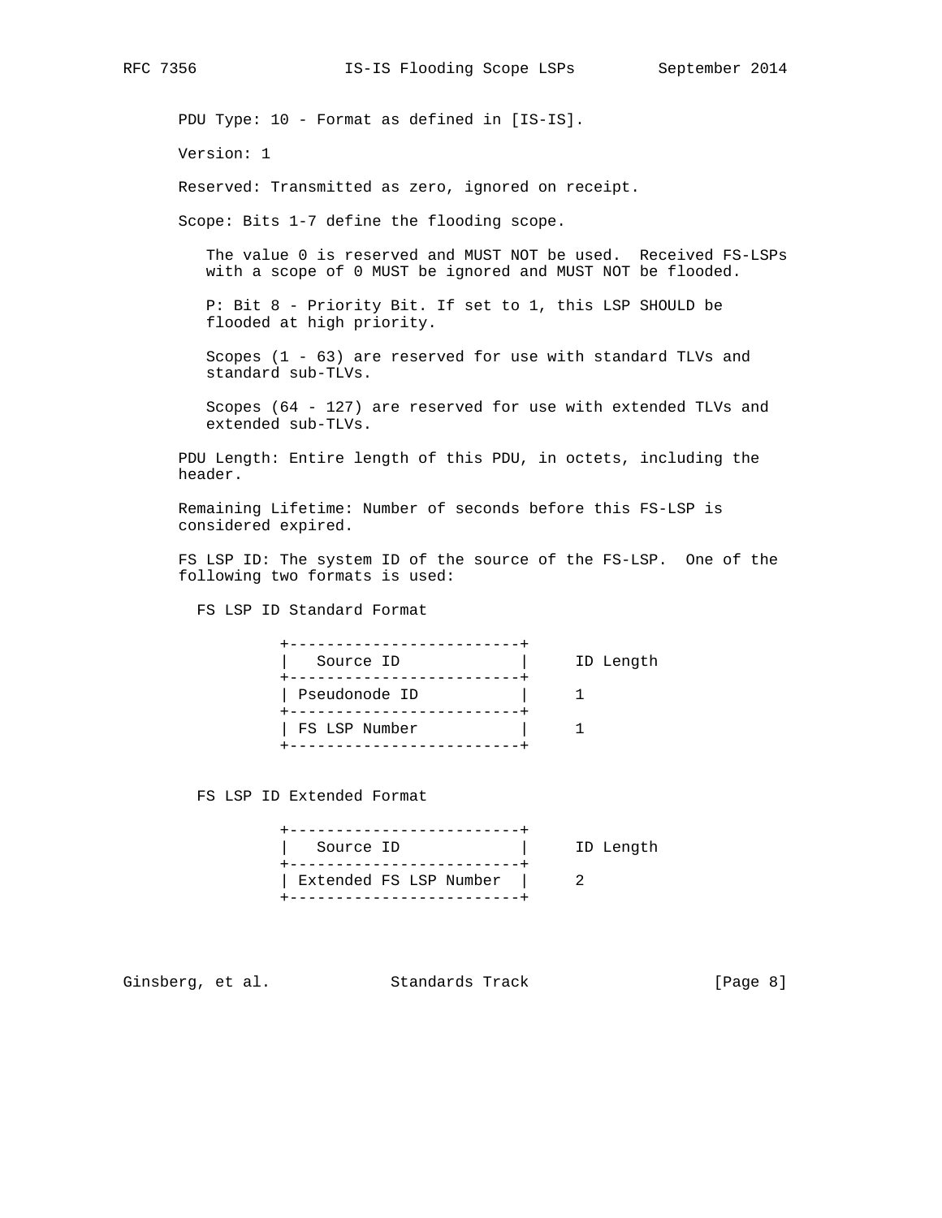PDU Type: 10 - Format as defined in [IS-IS].

Version: 1

Reserved: Transmitted as zero, ignored on receipt.

Scope: Bits 1-7 define the flooding scope.

The value 0 is reserved and MUST NOT be used. Received FS-LSPs with a scope of 0 MUST be ignored and MUST NOT be flooded.

P: Bit 8 - Priority Bit. If set to 1, this LSP SHOULD be flooded at high priority.

Scopes (1 - 63) are reserved for use with standard TLVs and standard sub-TLVs.

Scopes (64 - 127) are reserved for use with extended TLVs and extended sub-TLVs.

PDU Length: Entire length of this PDU, in octets, including the header.

Remaining Lifetime: Number of seconds before this FS-LSP is considered expired.

FS LSP ID: The system ID of the source of the FS-LSP. One of the following two formats is used:

FS LSP ID Standard Format

```
          +-------------------------+
          |   Source ID             |     ID Length
          +-------------------------+
          | Pseudonode ID           |     1
          +-------------------------+
          | FS LSP Number           |     1
          +-------------------------+
```

FS LSP ID Extended Format

```
          +-------------------------+
          |   Source ID             |     ID Length
          +-------------------------+
          | Extended FS LSP Number  |     2
          +-------------------------+
```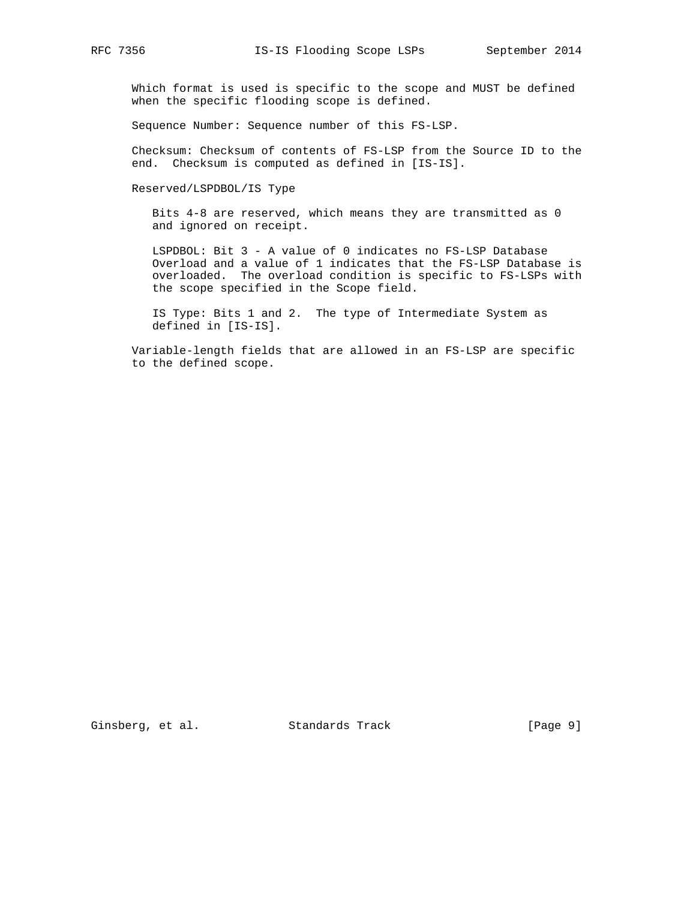Which format is used is specific to the scope and MUST be defined when the specific flooding scope is defined.

Sequence Number: Sequence number of this FS-LSP.

Checksum: Checksum of contents of FS-LSP from the Source ID to the end. Checksum is computed as defined in [IS-IS].

Reserved/LSPDBOL/IS Type

Bits 4-8 are reserved, which means they are transmitted as 0 and ignored on receipt.

LSPDBOL: Bit 3 - A value of 0 indicates no FS-LSP Database Overload and a value of 1 indicates that the FS-LSP Database is overloaded. The overload condition is specific to FS-LSPs with the scope specified in the Scope field.

IS Type: Bits 1 and 2. The type of Intermediate System as defined in [IS-IS].

Variable-length fields that are allowed in an FS-LSP are specific to the defined scope.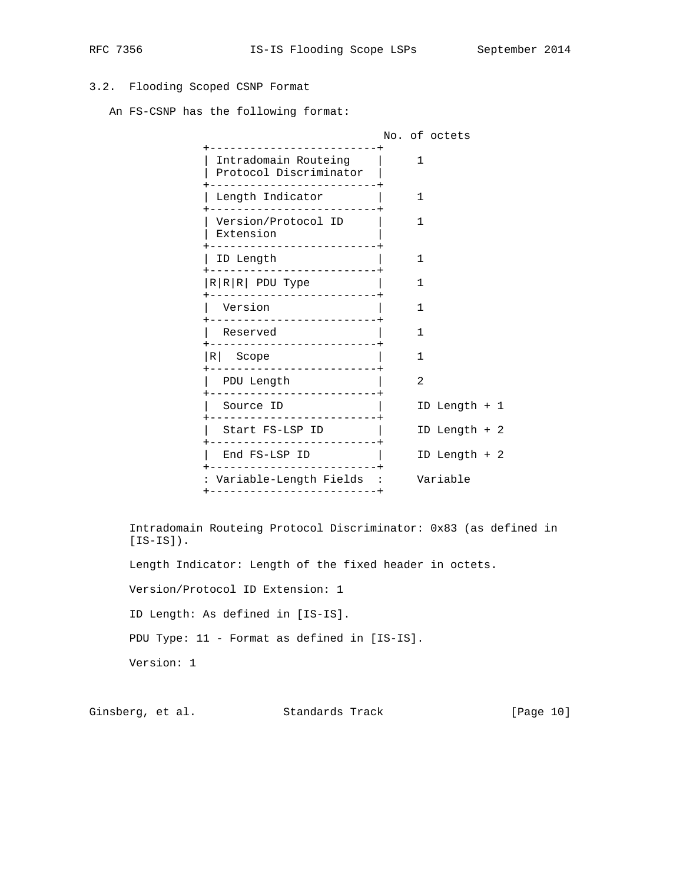### 3.2. Flooding Scoped CSNP Format

An FS-CSNP has the following format:

```
                                         No. of octets
           +-------------------------+
           | Intradomain Routeing    |     1
           | Protocol Discriminator  |
           +-------------------------+
           | Length Indicator        |     1
           +-------------------------+
           | Version/Protocol ID     |     1
           | Extension               |
           +-------------------------+
           | ID Length               |     1
           +-------------------------+
           |R|R|R| PDU Type          |     1
           +-------------------------+
           |  Version                |     1
           +-------------------------+
           |  Reserved               |     1
           +-------------------------+
           |R|  Scope                |     1
           +-------------------------+
           |  PDU Length             |     2
           +-------------------------+
           |  Source ID              |     ID Length + 1
           +-------------------------+
           |  Start FS-LSP ID        |     ID Length + 2
           +-------------------------+
           |  End FS-LSP ID          |     ID Length + 2
           +-------------------------+
           : Variable-Length Fields  :     Variable
           +-------------------------+
```

Intradomain Routeing Protocol Discriminator: 0x83 (as defined in [IS-IS]).

Length Indicator: Length of the fixed header in octets.

Version/Protocol ID Extension: 1

ID Length: As defined in [IS-IS].

PDU Type: 11 - Format as defined in [IS-IS].

Version: 1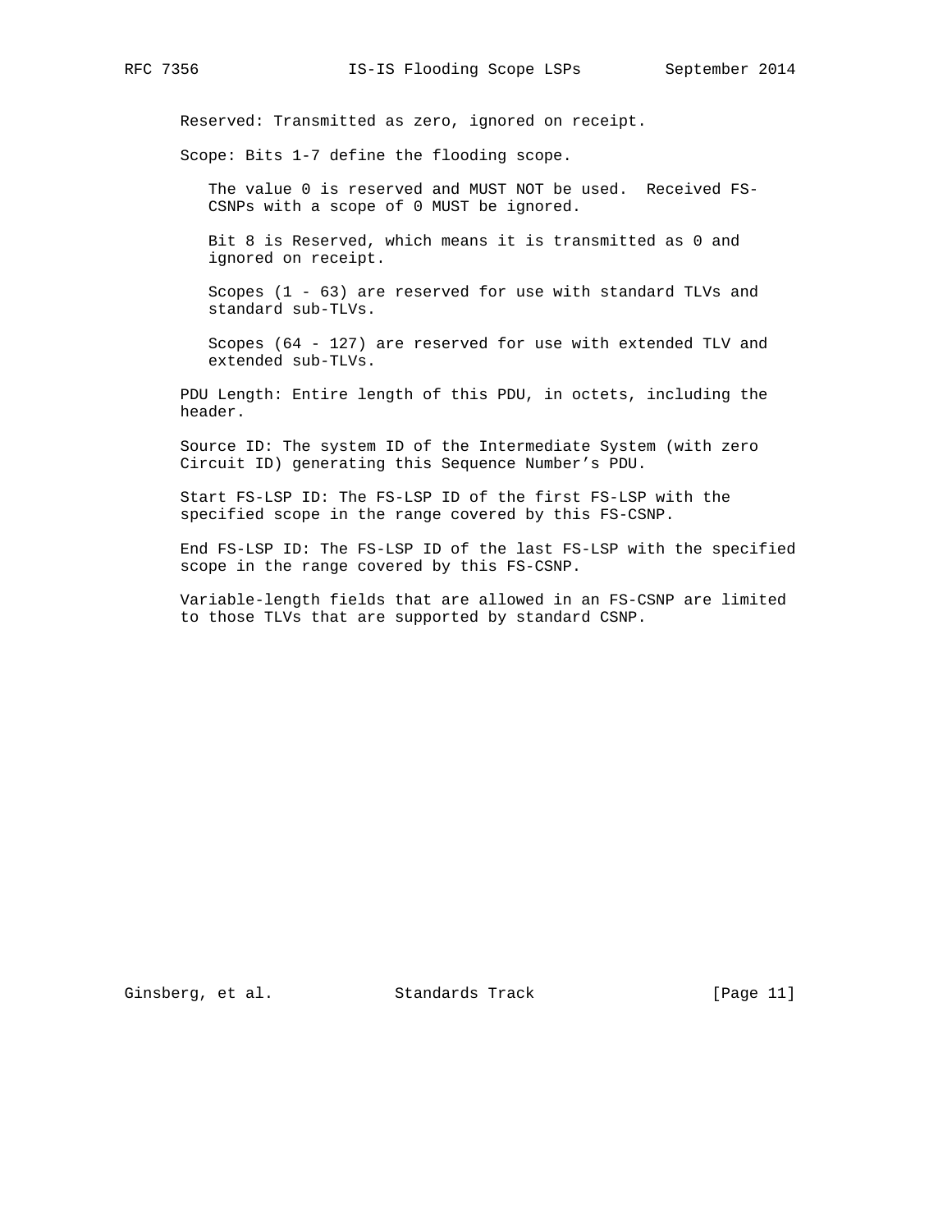Reserved: Transmitted as zero, ignored on receipt.

Scope: Bits 1-7 define the flooding scope.

> The value 0 is reserved and MUST NOT be used. Received FS-CSNPs with a scope of 0 MUST be ignored.
>
> Bit 8 is Reserved, which means it is transmitted as 0 and ignored on receipt.
>
> Scopes (1 - 63) are reserved for use with standard TLVs and standard sub-TLVs.
>
> Scopes (64 - 127) are reserved for use with extended TLV and extended sub-TLVs.

PDU Length: Entire length of this PDU, in octets, including the header.

Source ID: The system ID of the Intermediate System (with zero Circuit ID) generating this Sequence Number's PDU.

Start FS-LSP ID: The FS-LSP ID of the first FS-LSP with the specified scope in the range covered by this FS-CSNP.

End FS-LSP ID: The FS-LSP ID of the last FS-LSP with the specified scope in the range covered by this FS-CSNP.

Variable-length fields that are allowed in an FS-CSNP are limited to those TLVs that are supported by standard CSNP.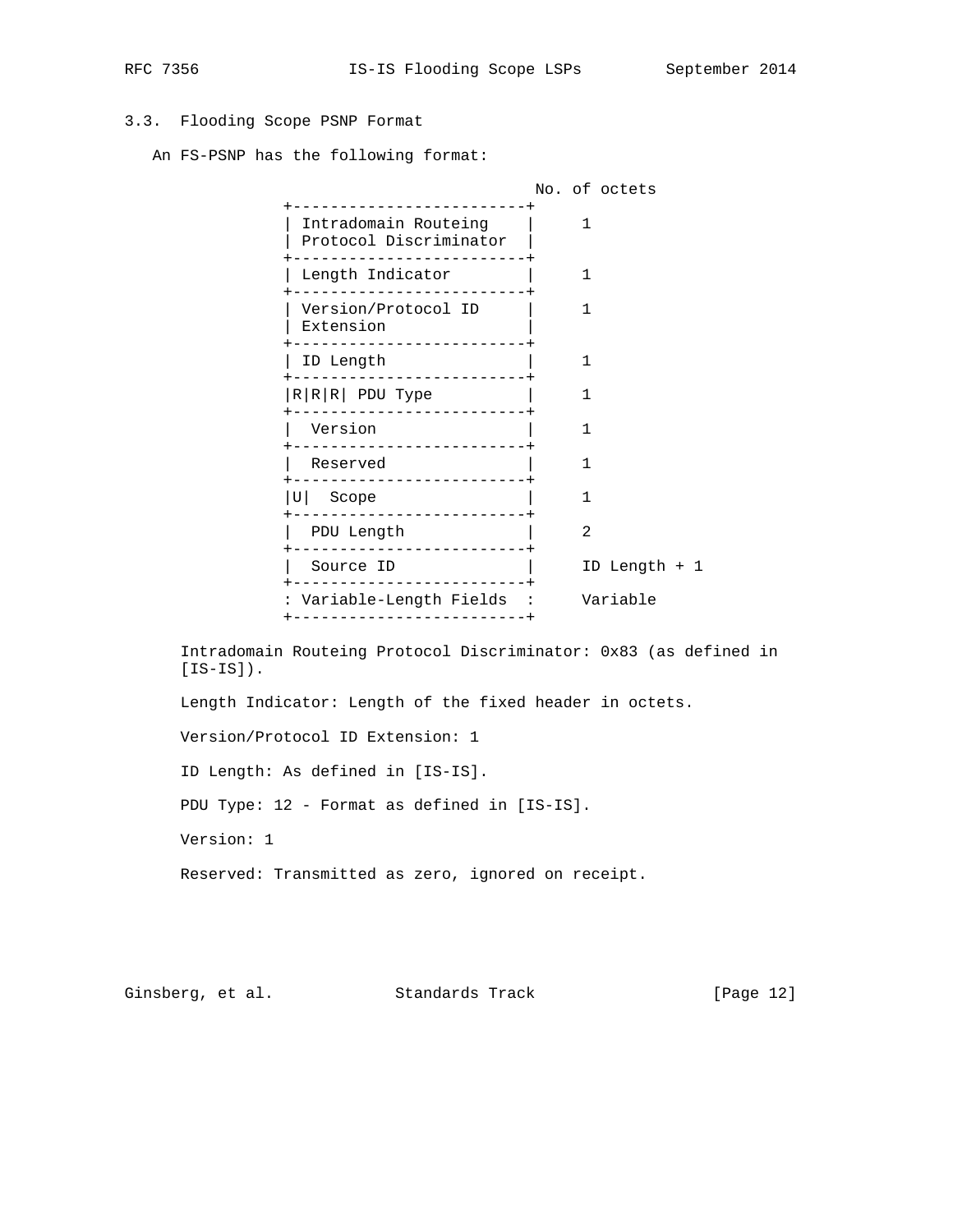### 3.3. Flooding Scope PSNP Format

An FS-PSNP has the following format:

```
                                   No. of octets
              +-------------------------+
              | Intradomain Routeing    |     1
              | Protocol Discriminator  |
              +-------------------------+
              | Length Indicator        |     1
              +-------------------------+
              | Version/Protocol ID     |     1
              | Extension               |
              +-------------------------+
              | ID Length               |     1
              +-------------------------+
              |R|R|R| PDU Type          |     1
              +-------------------------+
              |  Version                |     1
              +-------------------------+
              |  Reserved               |     1
              +-------------------------+
              |U|  Scope                |     1
              +-------------------------+
              |  PDU Length             |     2
              +-------------------------+
              |  Source ID              |     ID Length + 1
              +-------------------------+
              : Variable-Length Fields  :     Variable
              +-------------------------+
```

Intradomain Routeing Protocol Discriminator: 0x83 (as defined in [IS-IS]).

Length Indicator: Length of the fixed header in octets.

Version/Protocol ID Extension: 1

ID Length: As defined in [IS-IS].

PDU Type: 12 - Format as defined in [IS-IS].

Version: 1

Reserved: Transmitted as zero, ignored on receipt.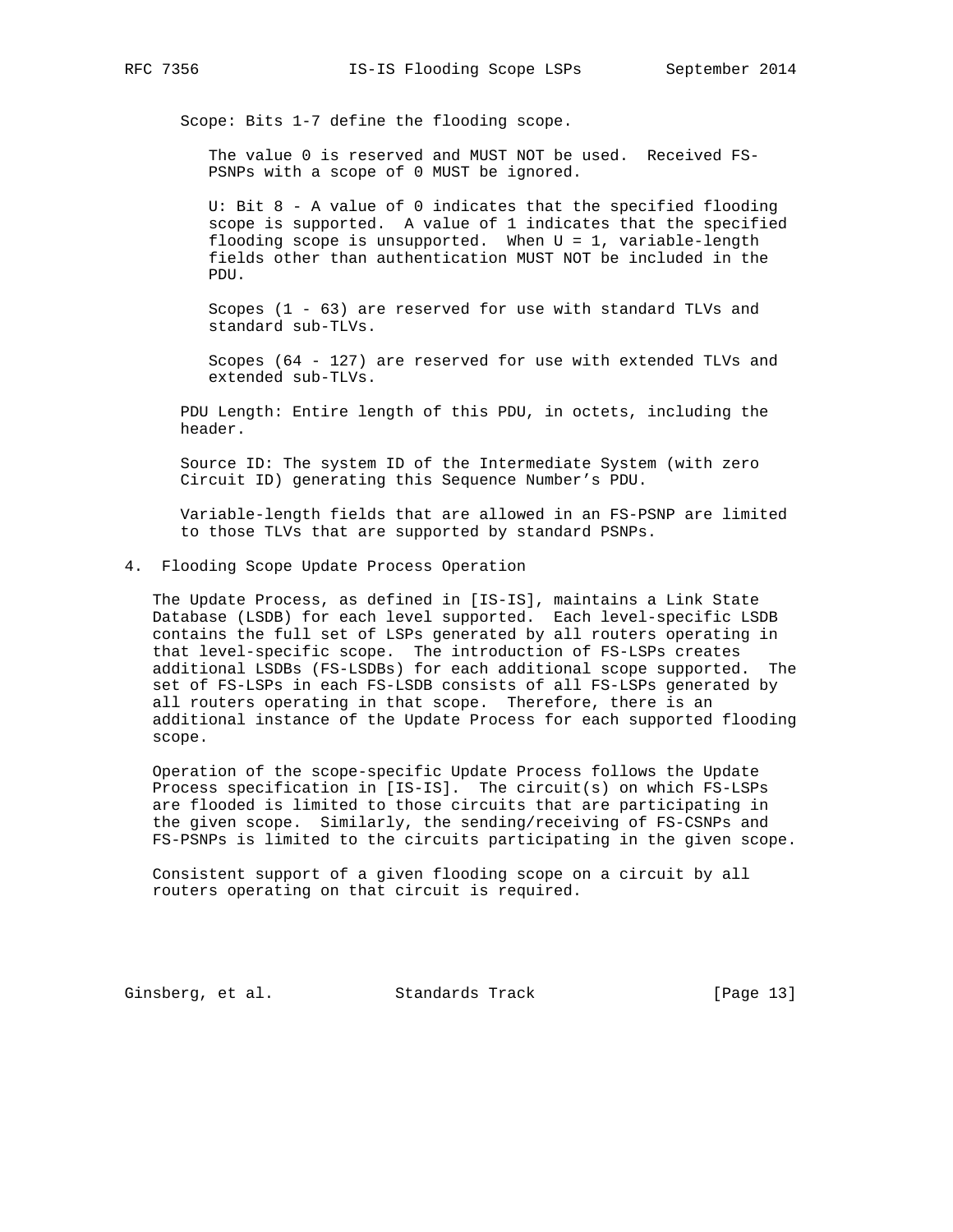Scope: Bits 1-7 define the flooding scope.

The value 0 is reserved and MUST NOT be used. Received FS-PSNPs with a scope of 0 MUST be ignored.

U: Bit 8 - A value of 0 indicates that the specified flooding scope is supported. A value of 1 indicates that the specified flooding scope is unsupported. When U = 1, variable-length fields other than authentication MUST NOT be included in the PDU.

Scopes (1 - 63) are reserved for use with standard TLVs and standard sub-TLVs.

Scopes (64 - 127) are reserved for use with extended TLVs and extended sub-TLVs.

PDU Length: Entire length of this PDU, in octets, including the header.

Source ID: The system ID of the Intermediate System (with zero Circuit ID) generating this Sequence Number's PDU.

Variable-length fields that are allowed in an FS-PSNP are limited to those TLVs that are supported by standard PSNPs.

## 4. Flooding Scope Update Process Operation

The Update Process, as defined in [IS-IS], maintains a Link State Database (LSDB) for each level supported. Each level-specific LSDB contains the full set of LSPs generated by all routers operating in that level-specific scope. The introduction of FS-LSPs creates additional LSDBs (FS-LSDBs) for each additional scope supported. The set of FS-LSPs in each FS-LSDB consists of all FS-LSPs generated by all routers operating in that scope. Therefore, there is an additional instance of the Update Process for each supported flooding scope.

Operation of the scope-specific Update Process follows the Update Process specification in [IS-IS]. The circuit(s) on which FS-LSPs are flooded is limited to those circuits that are participating in the given scope. Similarly, the sending/receiving of FS-CSNPs and FS-PSNPs is limited to the circuits participating in the given scope.

Consistent support of a given flooding scope on a circuit by all routers operating on that circuit is required.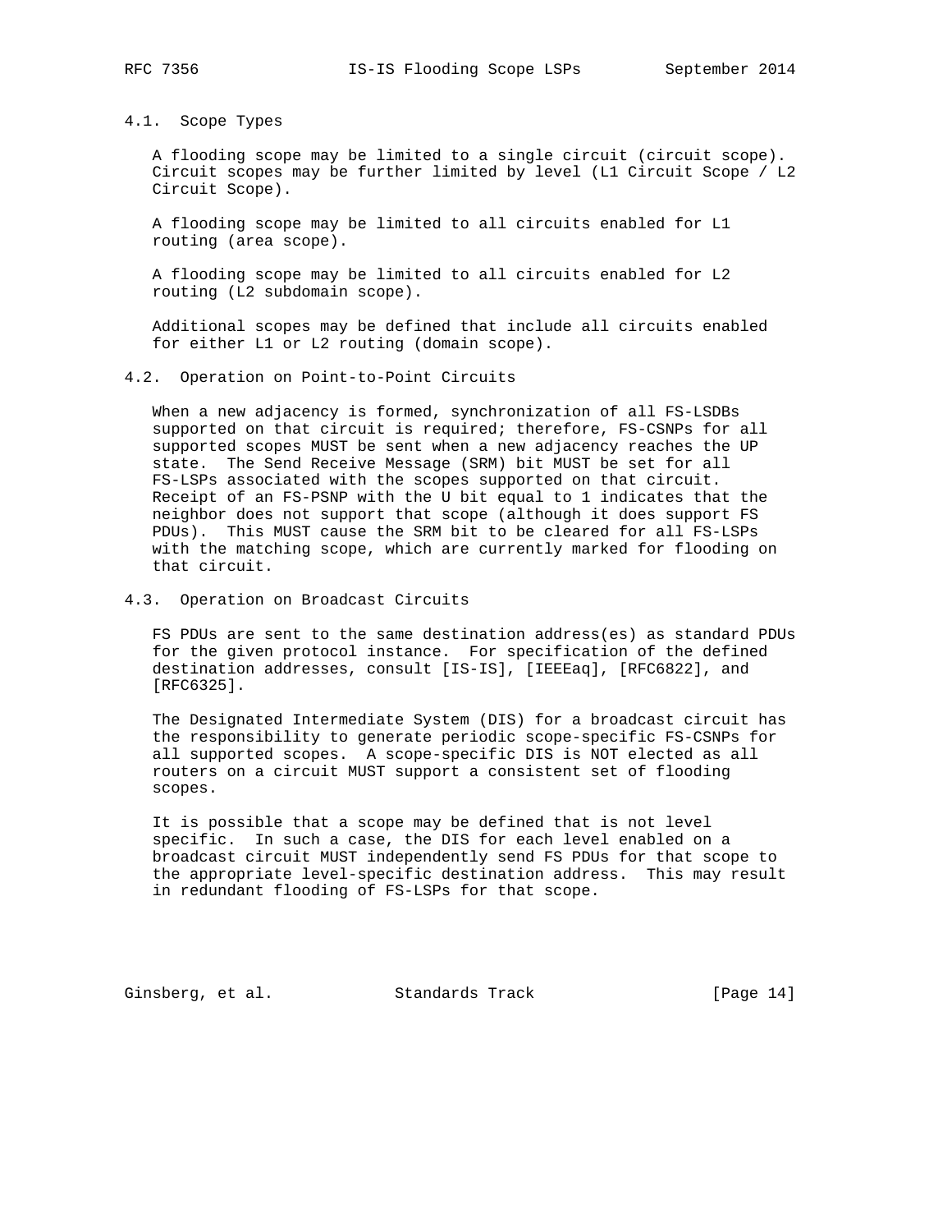### 4.1. Scope Types

A flooding scope may be limited to a single circuit (circuit scope). Circuit scopes may be further limited by level (L1 Circuit Scope / L2 Circuit Scope).

A flooding scope may be limited to all circuits enabled for L1 routing (area scope).

A flooding scope may be limited to all circuits enabled for L2 routing (L2 subdomain scope).

Additional scopes may be defined that include all circuits enabled for either L1 or L2 routing (domain scope).

### 4.2. Operation on Point-to-Point Circuits

When a new adjacency is formed, synchronization of all FS-LSDBs supported on that circuit is required; therefore, FS-CSNPs for all supported scopes MUST be sent when a new adjacency reaches the UP state. The Send Receive Message (SRM) bit MUST be set for all FS-LSPs associated with the scopes supported on that circuit. Receipt of an FS-PSNP with the U bit equal to 1 indicates that the neighbor does not support that scope (although it does support FS PDUs). This MUST cause the SRM bit to be cleared for all FS-LSPs with the matching scope, which are currently marked for flooding on that circuit.

### 4.3. Operation on Broadcast Circuits

FS PDUs are sent to the same destination address(es) as standard PDUs for the given protocol instance. For specification of the defined destination addresses, consult [IS-IS], [IEEEaq], [RFC6822], and [RFC6325].

The Designated Intermediate System (DIS) for a broadcast circuit has the responsibility to generate periodic scope-specific FS-CSNPs for all supported scopes. A scope-specific DIS is NOT elected as all routers on a circuit MUST support a consistent set of flooding scopes.

It is possible that a scope may be defined that is not level specific. In such a case, the DIS for each level enabled on a broadcast circuit MUST independently send FS PDUs for that scope to the appropriate level-specific destination address. This may result in redundant flooding of FS-LSPs for that scope.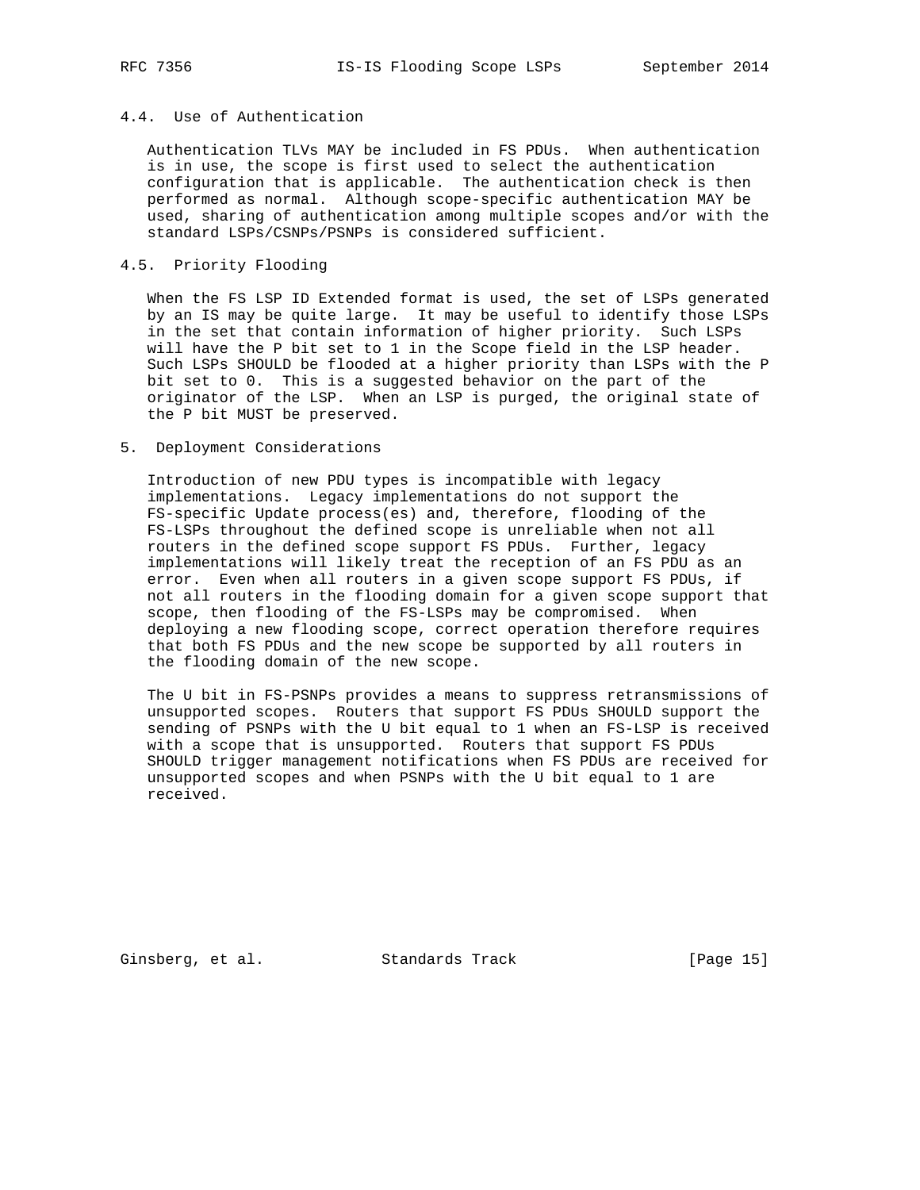### 4.4. Use of Authentication

Authentication TLVs MAY be included in FS PDUs. When authentication is in use, the scope is first used to select the authentication configuration that is applicable. The authentication check is then performed as normal. Although scope-specific authentication MAY be used, sharing of authentication among multiple scopes and/or with the standard LSPs/CSNPs/PSNPs is considered sufficient.

### 4.5. Priority Flooding

When the FS LSP ID Extended format is used, the set of LSPs generated by an IS may be quite large. It may be useful to identify those LSPs in the set that contain information of higher priority. Such LSPs will have the P bit set to 1 in the Scope field in the LSP header. Such LSPs SHOULD be flooded at a higher priority than LSPs with the P bit set to 0. This is a suggested behavior on the part of the originator of the LSP. When an LSP is purged, the original state of the P bit MUST be preserved.

## 5. Deployment Considerations

Introduction of new PDU types is incompatible with legacy implementations. Legacy implementations do not support the FS-specific Update process(es) and, therefore, flooding of the FS-LSPs throughout the defined scope is unreliable when not all routers in the defined scope support FS PDUs. Further, legacy implementations will likely treat the reception of an FS PDU as an error. Even when all routers in a given scope support FS PDUs, if not all routers in the flooding domain for a given scope support that scope, then flooding of the FS-LSPs may be compromised. When deploying a new flooding scope, correct operation therefore requires that both FS PDUs and the new scope be supported by all routers in the flooding domain of the new scope.

The U bit in FS-PSNPs provides a means to suppress retransmissions of unsupported scopes. Routers that support FS PDUs SHOULD support the sending of PSNPs with the U bit equal to 1 when an FS-LSP is received with a scope that is unsupported. Routers that support FS PDUs SHOULD trigger management notifications when FS PDUs are received for unsupported scopes and when PSNPs with the U bit equal to 1 are received.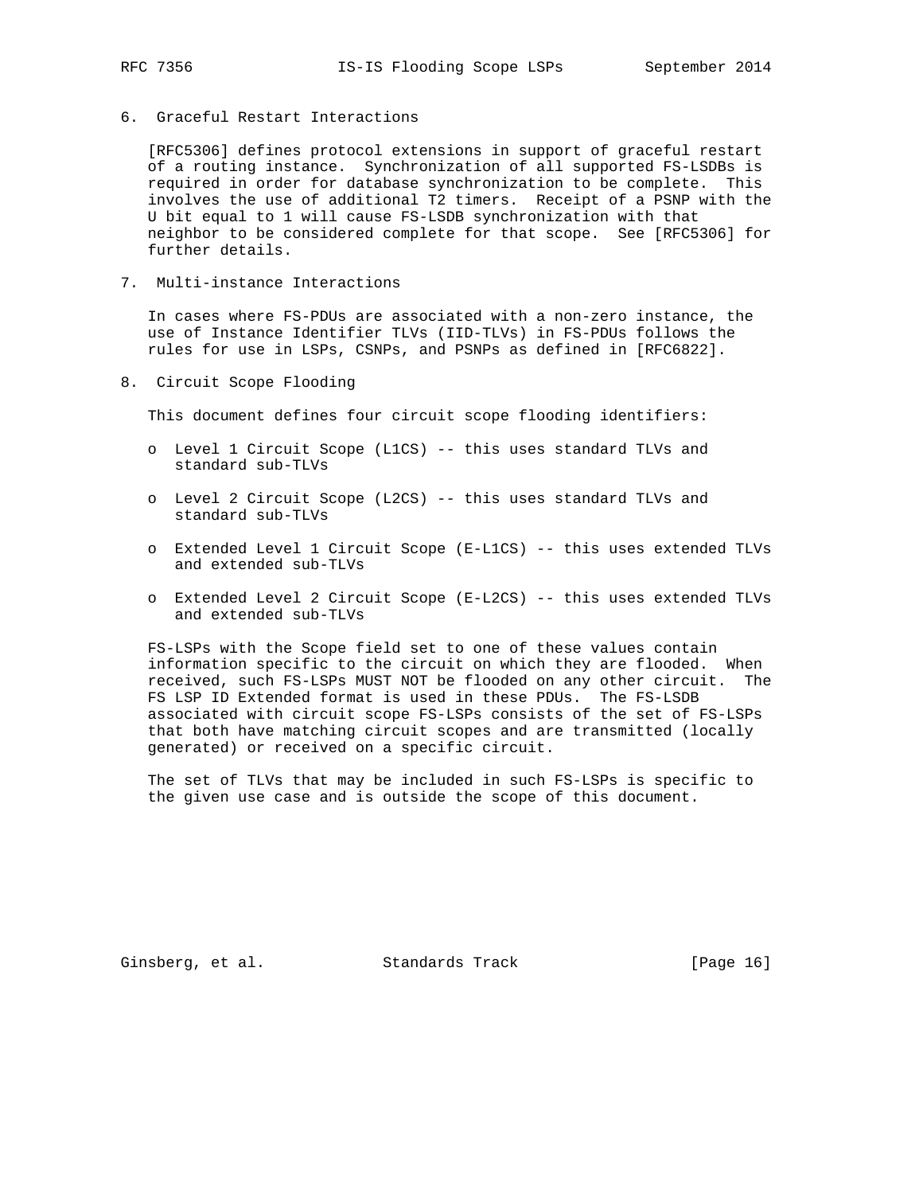## 6. Graceful Restart Interactions

[RFC5306] defines protocol extensions in support of graceful restart of a routing instance. Synchronization of all supported FS-LSDBs is required in order for database synchronization to be complete. This involves the use of additional T2 timers. Receipt of a PSNP with the U bit equal to 1 will cause FS-LSDB synchronization with that neighbor to be considered complete for that scope. See [RFC5306] for further details.

## 7. Multi-instance Interactions

In cases where FS-PDUs are associated with a non-zero instance, the use of Instance Identifier TLVs (IID-TLVs) in FS-PDUs follows the rules for use in LSPs, CSNPs, and PSNPs as defined in [RFC6822].

## 8. Circuit Scope Flooding

This document defines four circuit scope flooding identifiers:

- Level 1 Circuit Scope (L1CS) -- this uses standard TLVs and standard sub-TLVs
- Level 2 Circuit Scope (L2CS) -- this uses standard TLVs and standard sub-TLVs
- Extended Level 1 Circuit Scope (E-L1CS) -- this uses extended TLVs and extended sub-TLVs
- Extended Level 2 Circuit Scope (E-L2CS) -- this uses extended TLVs and extended sub-TLVs

FS-LSPs with the Scope field set to one of these values contain information specific to the circuit on which they are flooded. When received, such FS-LSPs MUST NOT be flooded on any other circuit. The FS LSP ID Extended format is used in these PDUs. The FS-LSDB associated with circuit scope FS-LSPs consists of the set of FS-LSPs that both have matching circuit scopes and are transmitted (locally generated) or received on a specific circuit.

The set of TLVs that may be included in such FS-LSPs is specific to the given use case and is outside the scope of this document.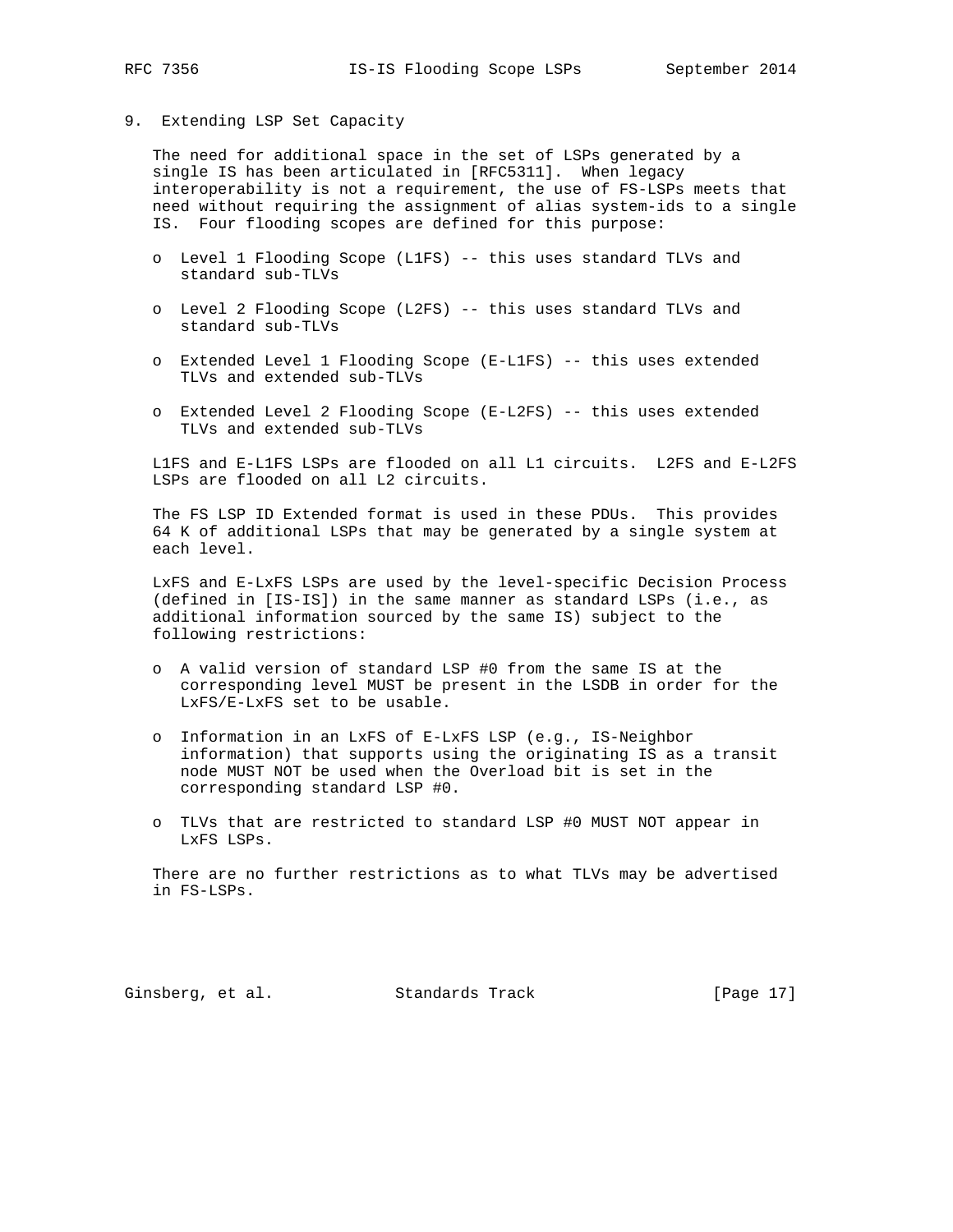## 9. Extending LSP Set Capacity

The need for additional space in the set of LSPs generated by a single IS has been articulated in [RFC5311]. When legacy interoperability is not a requirement, the use of FS-LSPs meets that need without requiring the assignment of alias system-ids to a single IS. Four flooding scopes are defined for this purpose:

- Level 1 Flooding Scope (L1FS) -- this uses standard TLVs and standard sub-TLVs
- Level 2 Flooding Scope (L2FS) -- this uses standard TLVs and standard sub-TLVs
- Extended Level 1 Flooding Scope (E-L1FS) -- this uses extended TLVs and extended sub-TLVs
- Extended Level 2 Flooding Scope (E-L2FS) -- this uses extended TLVs and extended sub-TLVs

L1FS and E-L1FS LSPs are flooded on all L1 circuits. L2FS and E-L2FS LSPs are flooded on all L2 circuits.

The FS LSP ID Extended format is used in these PDUs. This provides 64 K of additional LSPs that may be generated by a single system at each level.

LxFS and E-LxFS LSPs are used by the level-specific Decision Process (defined in [IS-IS]) in the same manner as standard LSPs (i.e., as additional information sourced by the same IS) subject to the following restrictions:

- A valid version of standard LSP #0 from the same IS at the corresponding level MUST be present in the LSDB in order for the LxFS/E-LxFS set to be usable.
- Information in an LxFS of E-LxFS LSP (e.g., IS-Neighbor information) that supports using the originating IS as a transit node MUST NOT be used when the Overload bit is set in the corresponding standard LSP #0.
- TLVs that are restricted to standard LSP #0 MUST NOT appear in LxFS LSPs.

There are no further restrictions as to what TLVs may be advertised in FS-LSPs.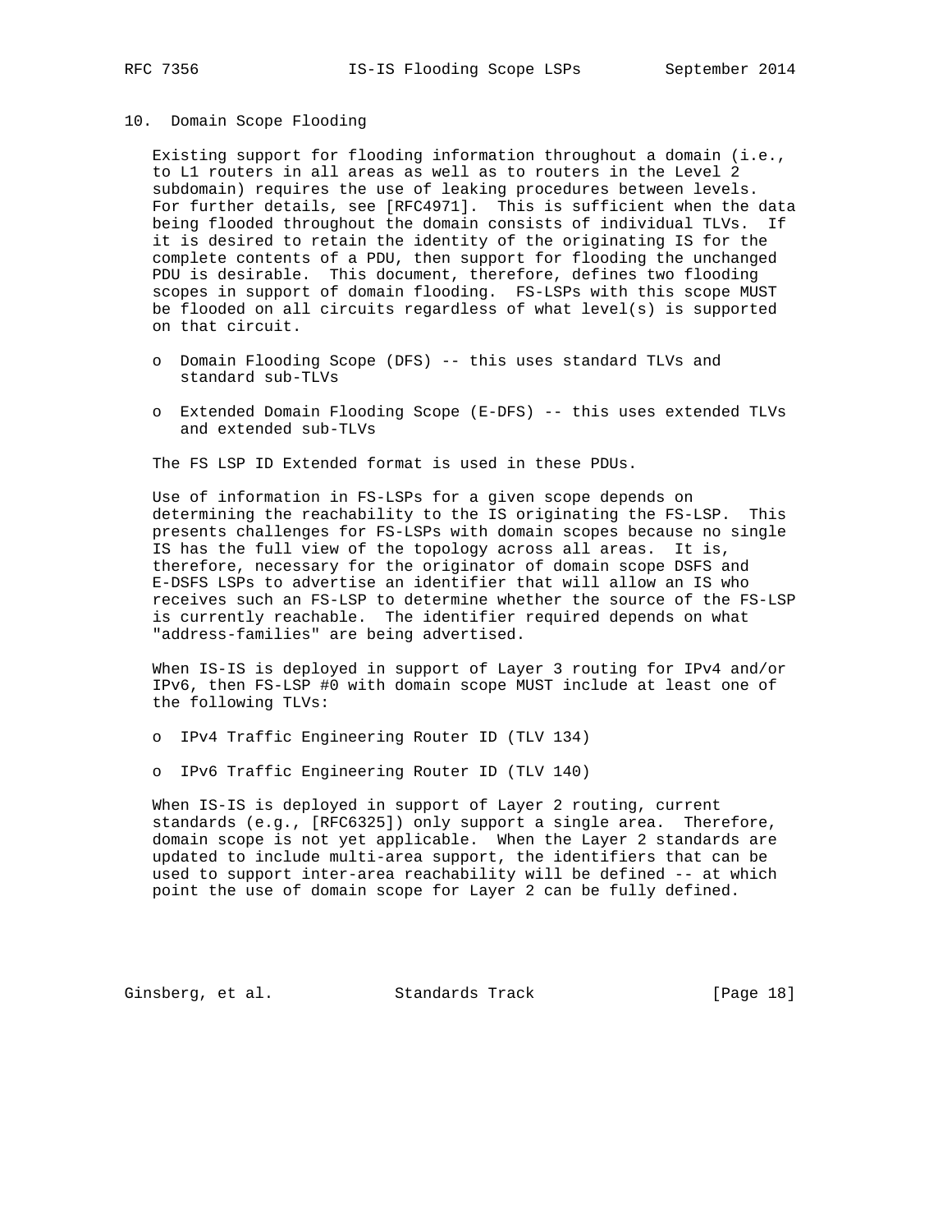## 10. Domain Scope Flooding

Existing support for flooding information throughout a domain (i.e., to L1 routers in all areas as well as to routers in the Level 2 subdomain) requires the use of leaking procedures between levels. For further details, see [RFC4971]. This is sufficient when the data being flooded throughout the domain consists of individual TLVs. If it is desired to retain the identity of the originating IS for the complete contents of a PDU, then support for flooding the unchanged PDU is desirable. This document, therefore, defines two flooding scopes in support of domain flooding. FS-LSPs with this scope MUST be flooded on all circuits regardless of what level(s) is supported on that circuit.

- Domain Flooding Scope (DFS) -- this uses standard TLVs and standard sub-TLVs
- Extended Domain Flooding Scope (E-DFS) -- this uses extended TLVs and extended sub-TLVs

The FS LSP ID Extended format is used in these PDUs.

Use of information in FS-LSPs for a given scope depends on determining the reachability to the IS originating the FS-LSP. This presents challenges for FS-LSPs with domain scopes because no single IS has the full view of the topology across all areas. It is, therefore, necessary for the originator of domain scope DSFS and E-DSFS LSPs to advertise an identifier that will allow an IS who receives such an FS-LSP to determine whether the source of the FS-LSP is currently reachable. The identifier required depends on what "address-families" are being advertised.

When IS-IS is deployed in support of Layer 3 routing for IPv4 and/or IPv6, then FS-LSP #0 with domain scope MUST include at least one of the following TLVs:

- IPv4 Traffic Engineering Router ID (TLV 134)
- IPv6 Traffic Engineering Router ID (TLV 140)

When IS-IS is deployed in support of Layer 2 routing, current standards (e.g., [RFC6325]) only support a single area. Therefore, domain scope is not yet applicable. When the Layer 2 standards are updated to include multi-area support, the identifiers that can be used to support inter-area reachability will be defined -- at which point the use of domain scope for Layer 2 can be fully defined.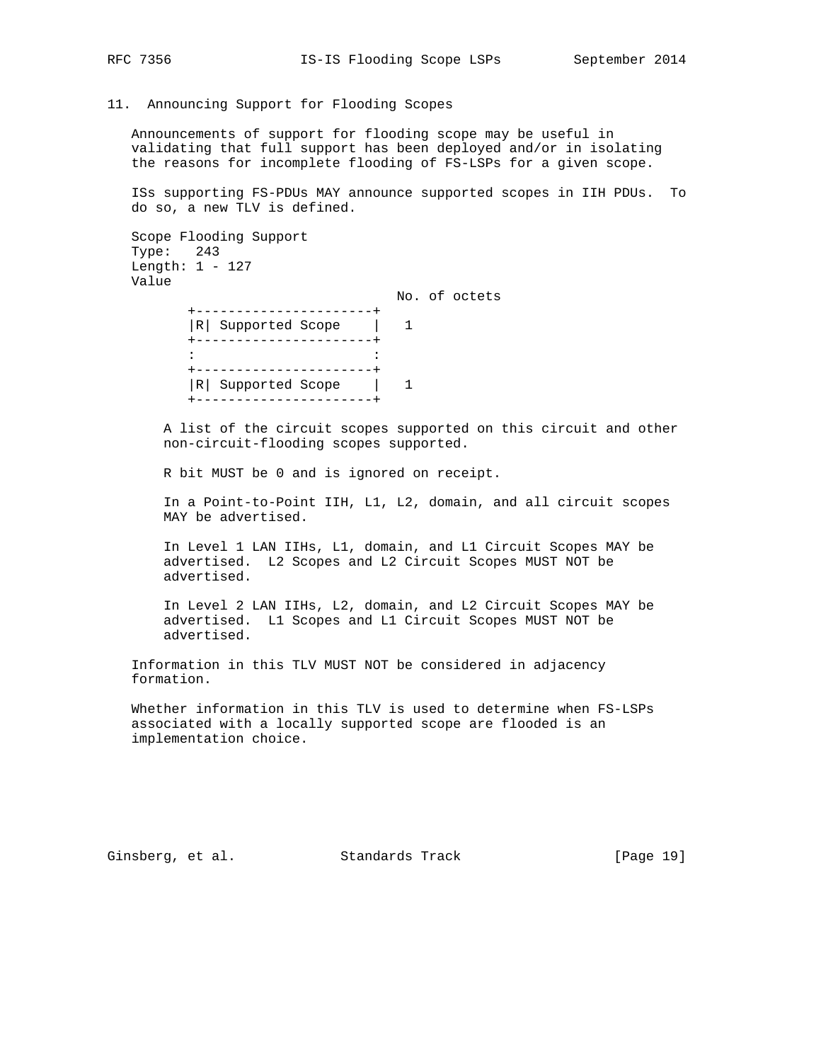## 11. Announcing Support for Flooding Scopes

Announcements of support for flooding scope may be useful in validating that full support has been deployed and/or in isolating the reasons for incomplete flooding of FS-LSPs for a given scope.

ISs supporting FS-PDUs MAY announce supported scopes in IIH PDUs. To do so, a new TLV is defined.

Scope Flooding Support
Type: 243
Length: 1 - 127
Value

```
                                No. of octets
        +----------------------+
        |R| Supported Scope    |   1
        +----------------------+
        :                      :
        +----------------------+
        |R| Supported Scope    |   1
        +----------------------+
```

A list of the circuit scopes supported on this circuit and other non-circuit-flooding scopes supported.

R bit MUST be 0 and is ignored on receipt.

In a Point-to-Point IIH, L1, L2, domain, and all circuit scopes MAY be advertised.

In Level 1 LAN IIHs, L1, domain, and L1 Circuit Scopes MAY be advertised. L2 Scopes and L2 Circuit Scopes MUST NOT be advertised.

In Level 2 LAN IIHs, L2, domain, and L2 Circuit Scopes MAY be advertised. L1 Scopes and L1 Circuit Scopes MUST NOT be advertised.

Information in this TLV MUST NOT be considered in adjacency formation.

Whether information in this TLV is used to determine when FS-LSPs associated with a locally supported scope are flooded is an implementation choice.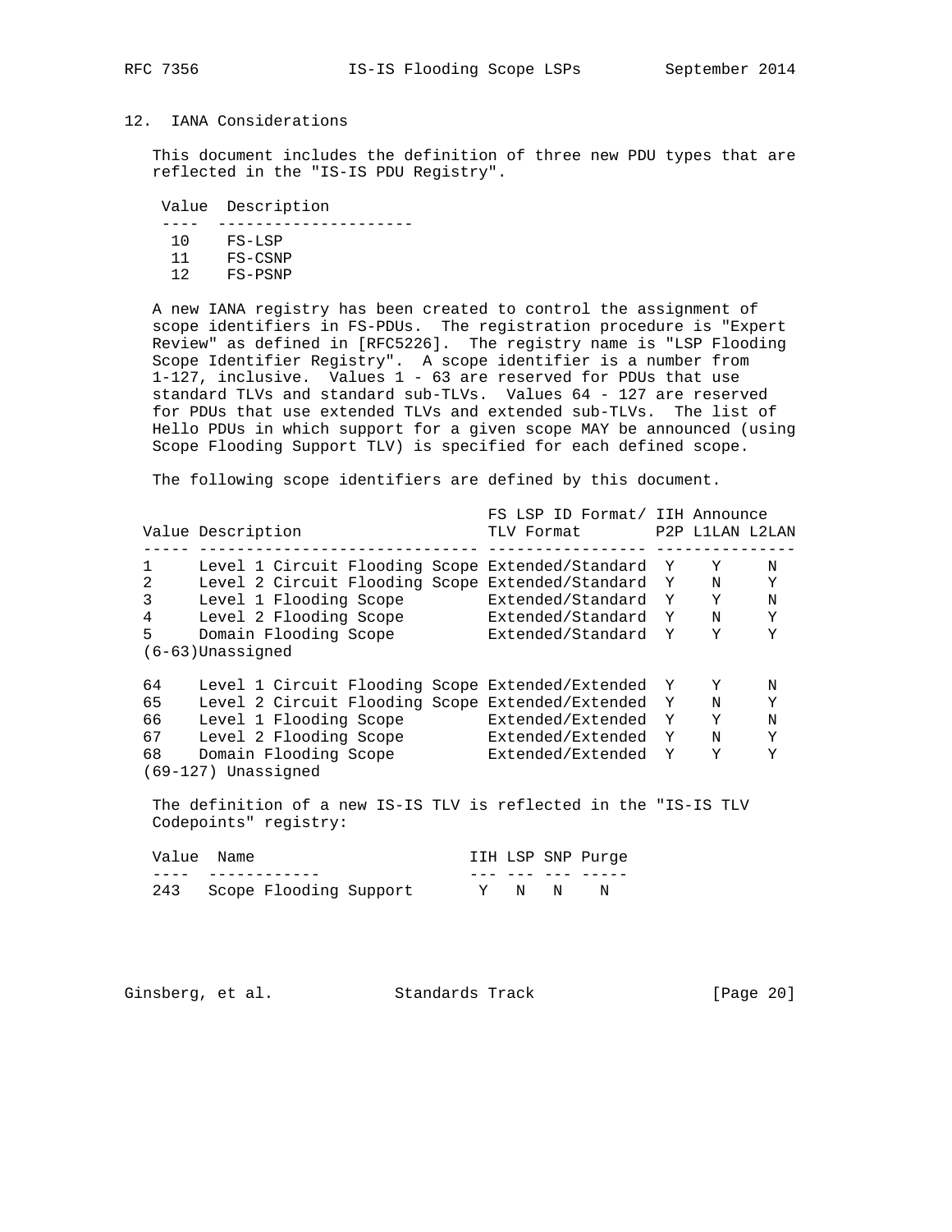## 12. IANA Considerations

This document includes the definition of three new PDU types that are reflected in the "IS-IS PDU Registry".

| Value | Description |
|---|---|
| 10 | FS-LSP |
| 11 | FS-CSNP |
| 12 | FS-PSNP |

A new IANA registry has been created to control the assignment of scope identifiers in FS-PDUs. The registration procedure is "Expert Review" as defined in [RFC5226]. The registry name is "LSP Flooding Scope Identifier Registry". A scope identifier is a number from 1-127, inclusive. Values 1 - 63 are reserved for PDUs that use standard TLVs and standard sub-TLVs. Values 64 - 127 are reserved for PDUs that use extended TLVs and extended sub-TLVs. The list of Hello PDUs in which support for a given scope MAY be announced (using Scope Flooding Support TLV) is specified for each defined scope.

The following scope identifiers are defined by this document.

| Value | Description | FS LSP ID Format/ TLV Format | IIH Announce P2P | L1LAN | L2LAN |
|---|---|---|---|---|---|
| 1 | Level 1 Circuit Flooding Scope | Extended/Standard | Y | Y | N |
| 2 | Level 2 Circuit Flooding Scope | Extended/Standard | Y | N | Y |
| 3 | Level 1 Flooding Scope | Extended/Standard | Y | Y | N |
| 4 | Level 2 Flooding Scope | Extended/Standard | Y | N | Y |
| 5 | Domain Flooding Scope | Extended/Standard | Y | Y | Y |
| (6-63) | Unassigned | | | | |
| 64 | Level 1 Circuit Flooding Scope | Extended/Extended | Y | Y | N |
| 65 | Level 2 Circuit Flooding Scope | Extended/Extended | Y | N | Y |
| 66 | Level 1 Flooding Scope | Extended/Extended | Y | Y | N |
| 67 | Level 2 Flooding Scope | Extended/Extended | Y | N | Y |
| 68 | Domain Flooding Scope | Extended/Extended | Y | Y | Y |
| (69-127) | Unassigned | | | | |

The definition of a new IS-IS TLV is reflected in the "IS-IS TLV Codepoints" registry:

| Value | Name | IIH | LSP | SNP | Purge |
|---|---|---|---|---|---|
| 243 | Scope Flooding Support | Y | N | N | N |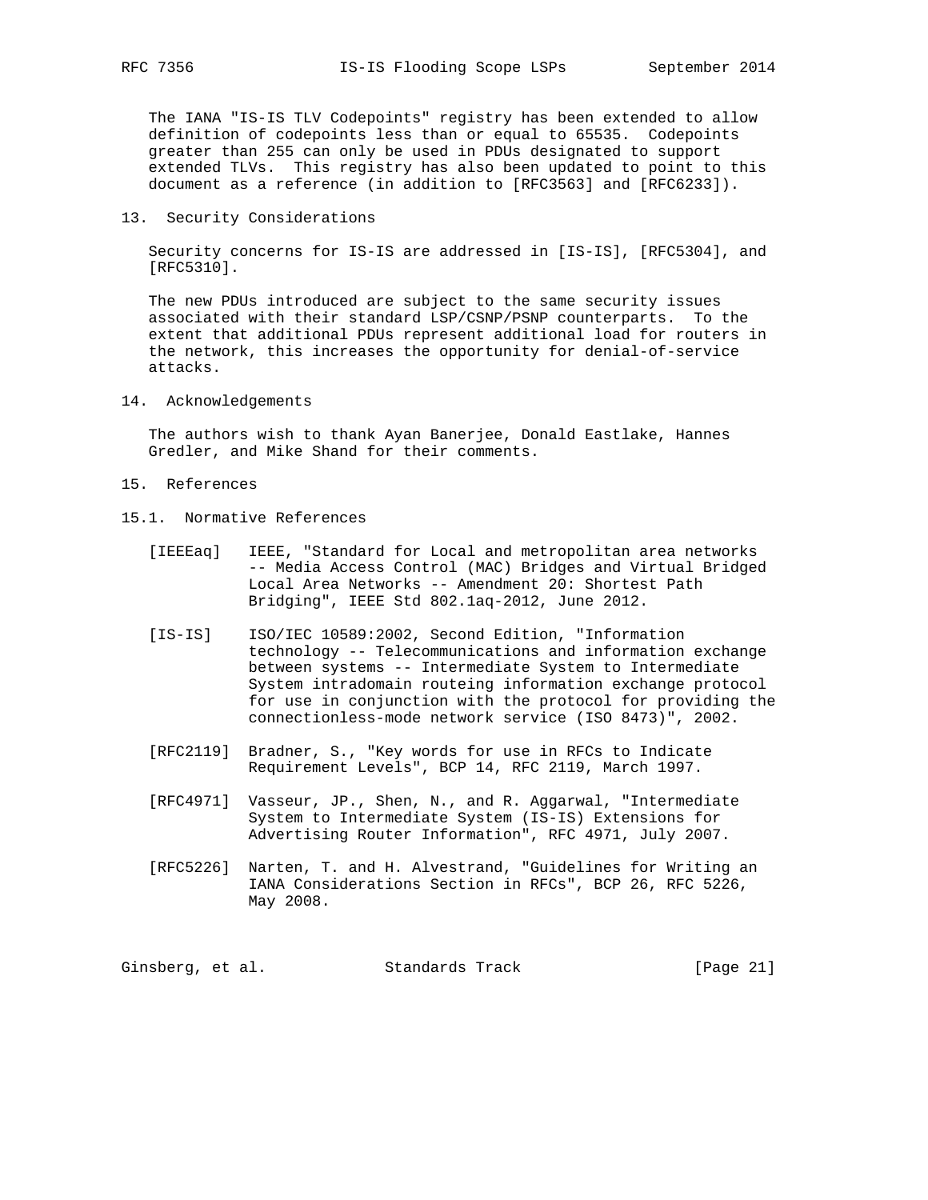The IANA "IS-IS TLV Codepoints" registry has been extended to allow definition of codepoints less than or equal to 65535. Codepoints greater than 255 can only be used in PDUs designated to support extended TLVs. This registry has also been updated to point to this document as a reference (in addition to [RFC3563] and [RFC6233]).

## 13. Security Considerations

Security concerns for IS-IS are addressed in [IS-IS], [RFC5304], and [RFC5310].

The new PDUs introduced are subject to the same security issues associated with their standard LSP/CSNP/PSNP counterparts. To the extent that additional PDUs represent additional load for routers in the network, this increases the opportunity for denial-of-service attacks.

## 14. Acknowledgements

The authors wish to thank Ayan Banerjee, Donald Eastlake, Hannes Gredler, and Mike Shand for their comments.

## 15. References

### 15.1. Normative References

[IEEEaq] IEEE, "Standard for Local and metropolitan area networks -- Media Access Control (MAC) Bridges and Virtual Bridged Local Area Networks -- Amendment 20: Shortest Path Bridging", IEEE Std 802.1aq-2012, June 2012.

[IS-IS] ISO/IEC 10589:2002, Second Edition, "Information technology -- Telecommunications and information exchange between systems -- Intermediate System to Intermediate System intradomain routeing information exchange protocol for use in conjunction with the protocol for providing the connectionless-mode network service (ISO 8473)", 2002.

[RFC2119] Bradner, S., "Key words for use in RFCs to Indicate Requirement Levels", BCP 14, RFC 2119, March 1997.

[RFC4971] Vasseur, JP., Shen, N., and R. Aggarwal, "Intermediate System to Intermediate System (IS-IS) Extensions for Advertising Router Information", RFC 4971, July 2007.

[RFC5226] Narten, T. and H. Alvestrand, "Guidelines for Writing an IANA Considerations Section in RFCs", BCP 26, RFC 5226, May 2008.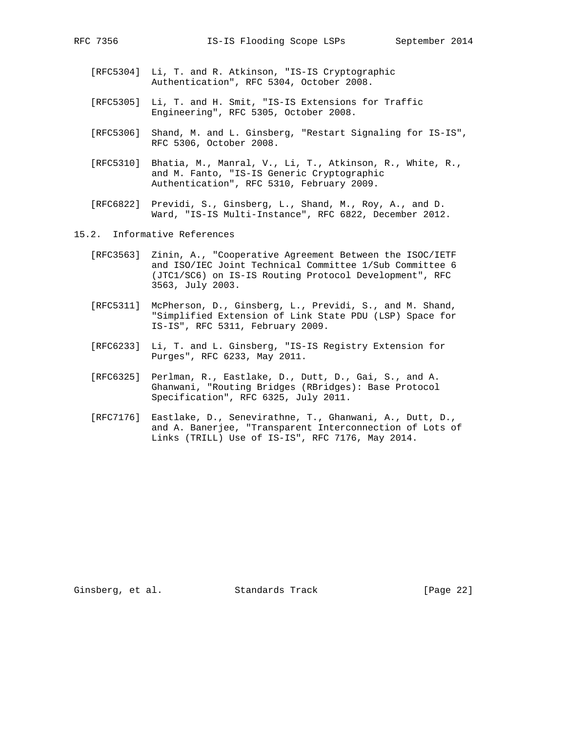[RFC5304] Li, T. and R. Atkinson, "IS-IS Cryptographic Authentication", RFC 5304, October 2008.

[RFC5305] Li, T. and H. Smit, "IS-IS Extensions for Traffic Engineering", RFC 5305, October 2008.

[RFC5306] Shand, M. and L. Ginsberg, "Restart Signaling for IS-IS", RFC 5306, October 2008.

[RFC5310] Bhatia, M., Manral, V., Li, T., Atkinson, R., White, R., and M. Fanto, "IS-IS Generic Cryptographic Authentication", RFC 5310, February 2009.

[RFC6822] Previdi, S., Ginsberg, L., Shand, M., Roy, A., and D. Ward, "IS-IS Multi-Instance", RFC 6822, December 2012.

## 15.2. Informative References

[RFC3563] Zinin, A., "Cooperative Agreement Between the ISOC/IETF and ISO/IEC Joint Technical Committee 1/Sub Committee 6 (JTC1/SC6) on IS-IS Routing Protocol Development", RFC 3563, July 2003.

[RFC5311] McPherson, D., Ginsberg, L., Previdi, S., and M. Shand, "Simplified Extension of Link State PDU (LSP) Space for IS-IS", RFC 5311, February 2009.

[RFC6233] Li, T. and L. Ginsberg, "IS-IS Registry Extension for Purges", RFC 6233, May 2011.

[RFC6325] Perlman, R., Eastlake, D., Dutt, D., Gai, S., and A. Ghanwani, "Routing Bridges (RBridges): Base Protocol Specification", RFC 6325, July 2011.

[RFC7176] Eastlake, D., Senevirathne, T., Ghanwani, A., Dutt, D., and A. Banerjee, "Transparent Interconnection of Lots of Links (TRILL) Use of IS-IS", RFC 7176, May 2014.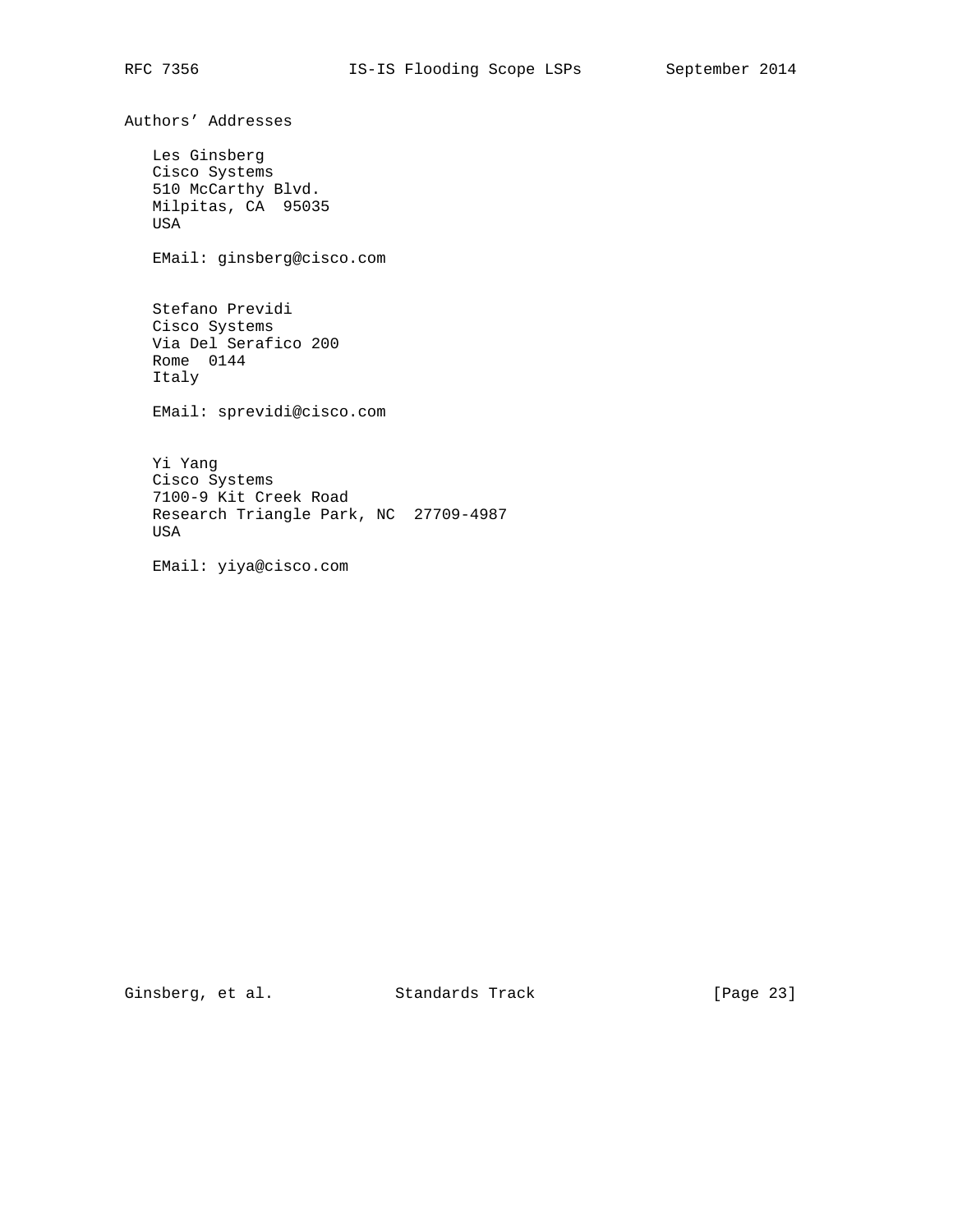## Authors' Addresses

Les Ginsberg
Cisco Systems
510 McCarthy Blvd.
Milpitas, CA  95035
USA

EMail: ginsberg@cisco.com

Stefano Previdi
Cisco Systems
Via Del Serafico 200
Rome  0144
Italy

EMail: sprevidi@cisco.com

Yi Yang
Cisco Systems
7100-9 Kit Creek Road
Research Triangle Park, NC  27709-4987
USA

EMail: yiya@cisco.com